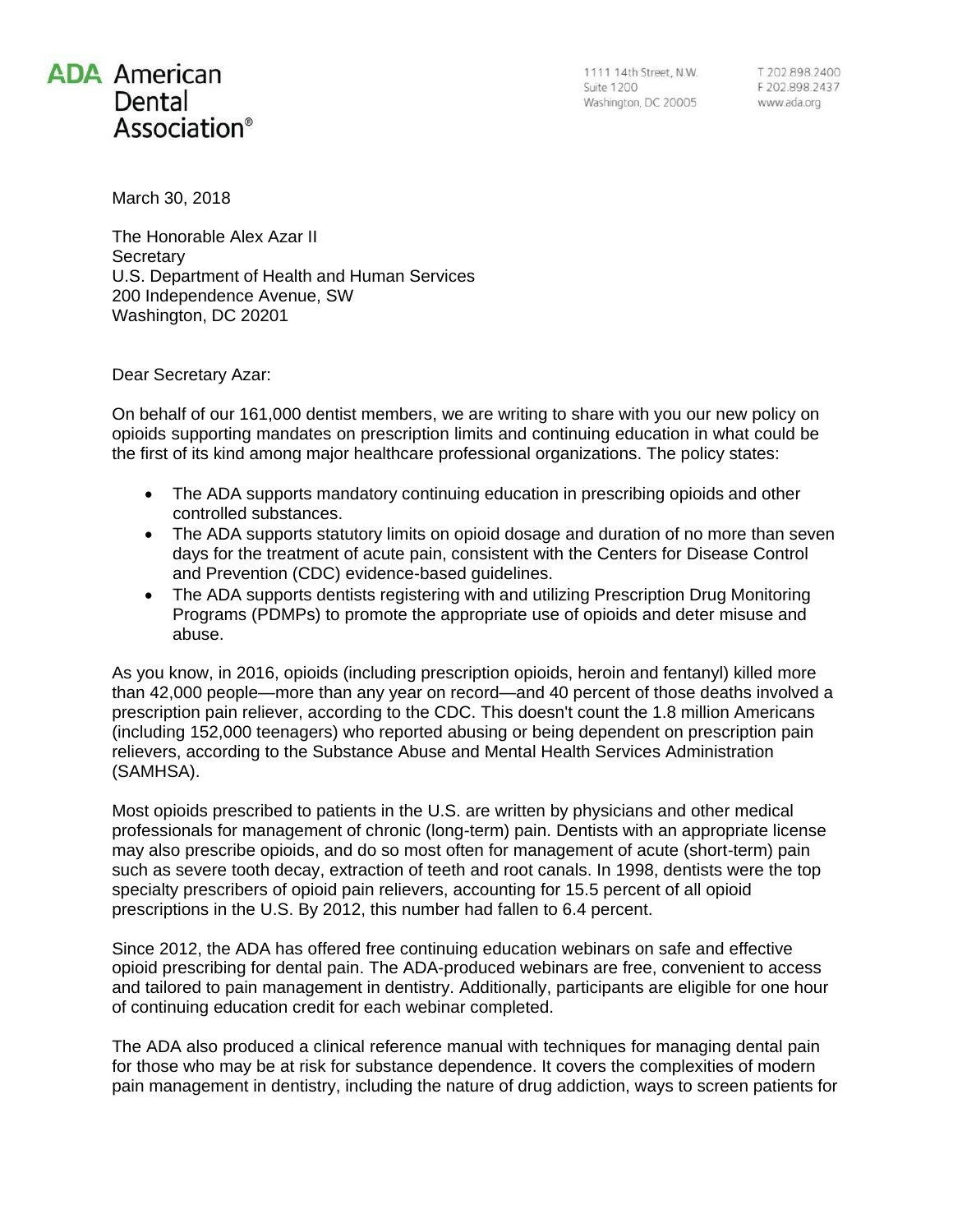**ADA American Dental Association®**

1111 14th Street, N.W.
Suite 1200
Washington, DC 20005

T 202.898.2400
F 202.898.2437
www.ada.org

March 30, 2018

The Honorable Alex Azar II
Secretary
U.S. Department of Health and Human Services
200 Independence Avenue, SW
Washington, DC 20201

Dear Secretary Azar:

On behalf of our 161,000 dentist members, we are writing to share with you our new policy on opioids supporting mandates on prescription limits and continuing education in what could be the first of its kind among major healthcare professional organizations. The policy states:

- The ADA supports mandatory continuing education in prescribing opioids and other controlled substances.
- The ADA supports statutory limits on opioid dosage and duration of no more than seven days for the treatment of acute pain, consistent with the Centers for Disease Control and Prevention (CDC) evidence-based guidelines.
- The ADA supports dentists registering with and utilizing Prescription Drug Monitoring Programs (PDMPs) to promote the appropriate use of opioids and deter misuse and abuse.

As you know, in 2016, opioids (including prescription opioids, heroin and fentanyl) killed more than 42,000 people—more than any year on record—and 40 percent of those deaths involved a prescription pain reliever, according to the CDC. This doesn't count the 1.8 million Americans (including 152,000 teenagers) who reported abusing or being dependent on prescription pain relievers, according to the Substance Abuse and Mental Health Services Administration (SAMHSA).

Most opioids prescribed to patients in the U.S. are written by physicians and other medical professionals for management of chronic (long-term) pain. Dentists with an appropriate license may also prescribe opioids, and do so most often for management of acute (short-term) pain such as severe tooth decay, extraction of teeth and root canals. In 1998, dentists were the top specialty prescribers of opioid pain relievers, accounting for 15.5 percent of all opioid prescriptions in the U.S. By 2012, this number had fallen to 6.4 percent.

Since 2012, the ADA has offered free continuing education webinars on safe and effective opioid prescribing for dental pain. The ADA-produced webinars are free, convenient to access and tailored to pain management in dentistry. Additionally, participants are eligible for one hour of continuing education credit for each webinar completed.

The ADA also produced a clinical reference manual with techniques for managing dental pain for those who may be at risk for substance dependence. It covers the complexities of modern pain management in dentistry, including the nature of drug addiction, ways to screen patients for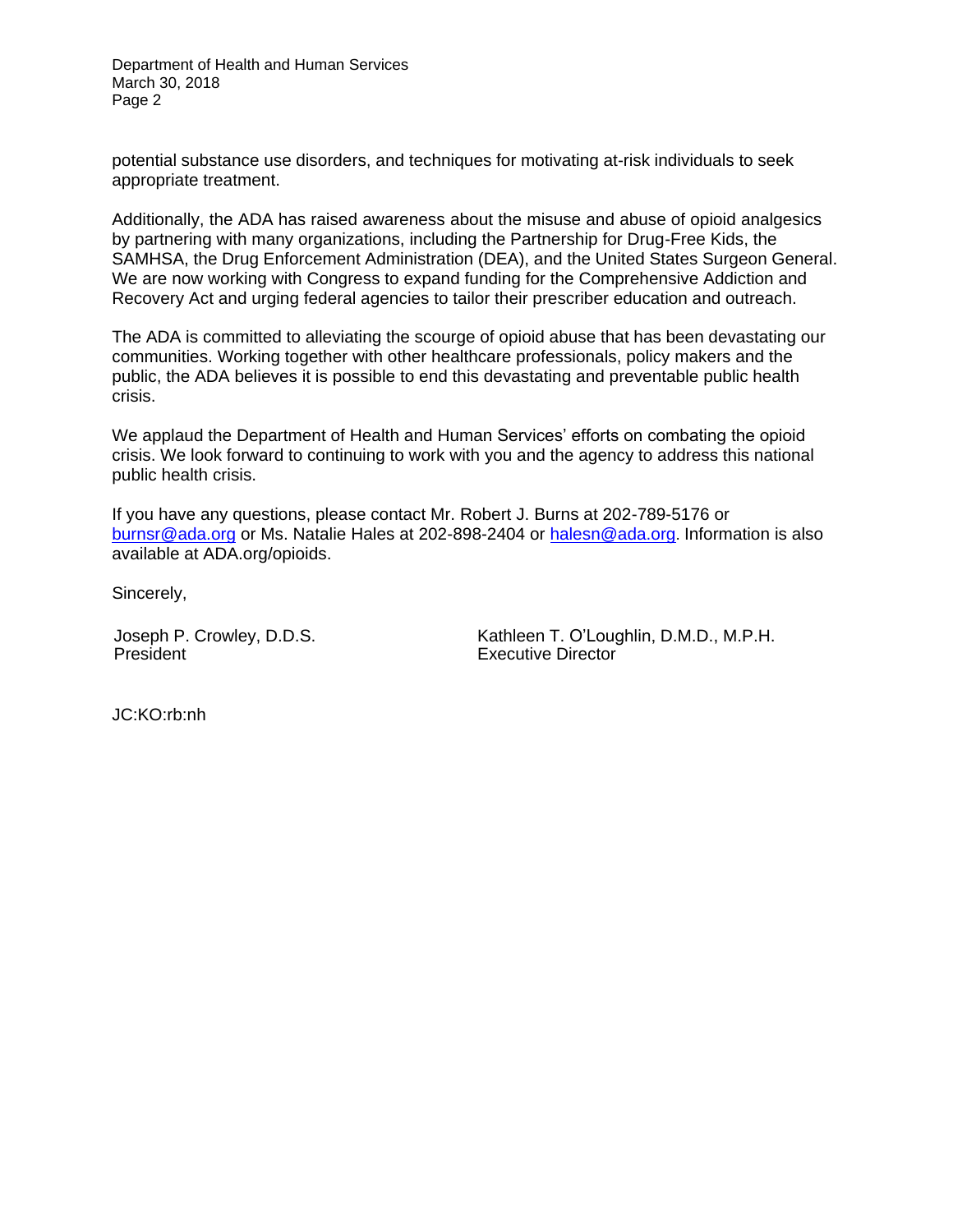potential substance use disorders, and techniques for motivating at-risk individuals to seek appropriate treatment.

Additionally, the ADA has raised awareness about the misuse and abuse of opioid analgesics by partnering with many organizations, including the Partnership for Drug-Free Kids, the SAMHSA, the Drug Enforcement Administration (DEA), and the United States Surgeon General. We are now working with Congress to expand funding for the Comprehensive Addiction and Recovery Act and urging federal agencies to tailor their prescriber education and outreach.

The ADA is committed to alleviating the scourge of opioid abuse that has been devastating our communities. Working together with other healthcare professionals, policy makers and the public, the ADA believes it is possible to end this devastating and preventable public health crisis.

We applaud the Department of Health and Human Services' efforts on combating the opioid crisis. We look forward to continuing to work with you and the agency to address this national public health crisis.

If you have any questions, please contact Mr. Robert J. Burns at 202-789-5176 or burnsr@ada.org or Ms. Natalie Hales at 202-898-2404 or halesn@ada.org. Information is also available at ADA.org/opioids.

Sincerely,

Joseph P. Crowley, D.D.S.
President

Kathleen T. O'Loughlin, D.M.D., M.P.H.
Executive Director

JC:KO:rb:nh